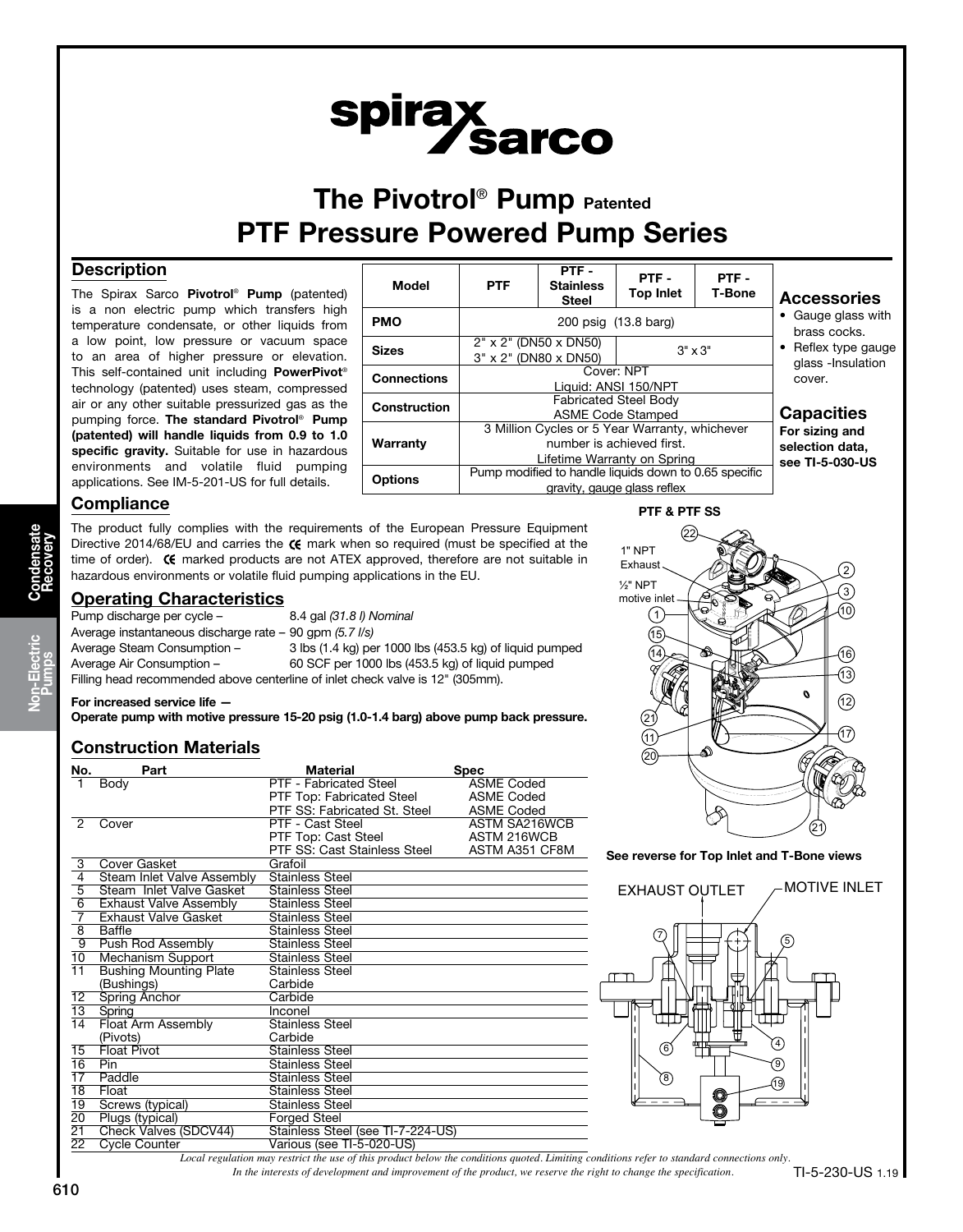# The Pivotrol® Pump Patented
# PTF Pressure Powered Pump Series

## Description

The Spirax Sarco **Pivotrol® Pump** (patented) is a non electric pump which transfers high temperature condensate, or other liquids from a low point, low pressure or vacuum space to an area of higher pressure or elevation. This self-contained unit including **PowerPivot®** technology (patented) uses steam, compressed air or any other suitable pressurized gas as the pumping force. **The standard Pivotrol® Pump (patented) will handle liquids from 0.9 to 1.0 specific gravity.** Suitable for use in hazardous environments and volatile fluid pumping applications. See IM-5-201-US for full details.

| Model | PTF | PTF - Stainless Steel | PTF - Top Inlet | PTF - T-Bone |
|---|---|---|---|---|
| PMO | 200 psig (13.8 barg) | | | |
| Sizes | 2" x 2" (DN50 x DN50) 3" x 2" (DN80 x DN50) | | 3" x 3" | |
| Connections | Cover: NPT Liquid: ANSI 150/NPT | | | |
| Construction | Fabricated Steel Body ASME Code Stamped | | | |
| Warranty | 3 Million Cycles or 5 Year Warranty, whichever number is achieved first. Lifetime Warranty on Spring | | | |
| Options | Pump modified to handle liquids down to 0.65 specific gravity, gauge glass reflex | | | |

## Accessories

- Gauge glass with brass cocks.
- Reflex type gauge glass -Insulation cover.

## Capacities

**For sizing and selection data, see TI-5-030-US**

## Compliance

The product fully complies with the requirements of the European Pressure Equipment Directive 2014/68/EU and carries the CE mark when so required (must be specified at the time of order). CE marked products are not ATEX approved, therefore are not suitable in hazardous environments or volatile fluid pumping applications in the EU.

## Operating Characteristics

Pump discharge per cycle – 8.4 gal *(31.8 l) Nominal*
Average instantaneous discharge rate – 90 gpm *(5.7 l/s)*
Average Steam Consumption – 3 lbs (1.4 kg) per 1000 lbs (453.5 kg) of liquid pumped
Average Air Consumption – 60 SCF per 1000 lbs (453.5 kg) of liquid pumped
Filling head recommended above centerline of inlet check valve is 12" (305mm).

**For increased service life —**
**Operate pump with motive pressure 15-20 psig (1.0-1.4 barg) above pump back pressure.**

## Construction Materials

| No. | Part | Material | Spec |
|---|---|---|---|
| 1 | Body | PTF - Fabricated Steel | ASME Coded |
| | | PTF Top: Fabricated Steel | ASME Coded |
| | | PTF SS: Fabricated St. Steel | ASME Coded |
| 2 | Cover | PTF - Cast Steel | ASTM SA216WCB |
| | | PTF Top: Cast Steel | ASTM 216WCB |
| | | PTF SS: Cast Stainless Steel | ASTM A351 CF8M |
| 3 | Cover Gasket | Grafoil | |
| 4 | Steam Inlet Valve Assembly | Stainless Steel | |
| 5 | Steam Inlet Valve Gasket | Stainless Steel | |
| 6 | Exhaust Valve Assembly | Stainless Steel | |
| 7 | Exhaust Valve Gasket | Stainless Steel | |
| 8 | Baffle | Stainless Steel | |
| 9 | Push Rod Assembly | Stainless Steel | |
| 10 | Mechanism Support | Stainless Steel | |
| 11 | Bushing Mounting Plate | Stainless Steel | |
| | (Bushings) | Carbide | |
| 12 | Spring Anchor | Carbide | |
| 13 | Spring | Inconel | |
| 14 | Float Arm Assembly | Stainless Steel | |
| | (Pivots) | Carbide | |
| 15 | Float Pivot | Stainless Steel | |
| 16 | Pin | Stainless Steel | |
| 17 | Paddle | Stainless Steel | |
| 18 | Float | Stainless Steel | |
| 19 | Screws (typical) | Stainless Steel | |
| 20 | Plugs (typical) | Forged Steel | |
| 21 | Check Valves (SDCV44) | Stainless Steel (see TI-7-224-US) | |
| 22 | Cycle Counter | Various (see TI-5-020-US) | |

PTF & PTF SS

1" NPT Exhaust

½" NPT motive inlet

See reverse for Top Inlet and T-Bone views

EXHAUST OUTLET

MOTIVE INLET

*Local regulation may restrict the use of this product below the conditions quoted. Limiting conditions refer to standard connections only.*
*In the interests of development and improvement of the product, we reserve the right to change the specification.*

TI-5-230-US 1.19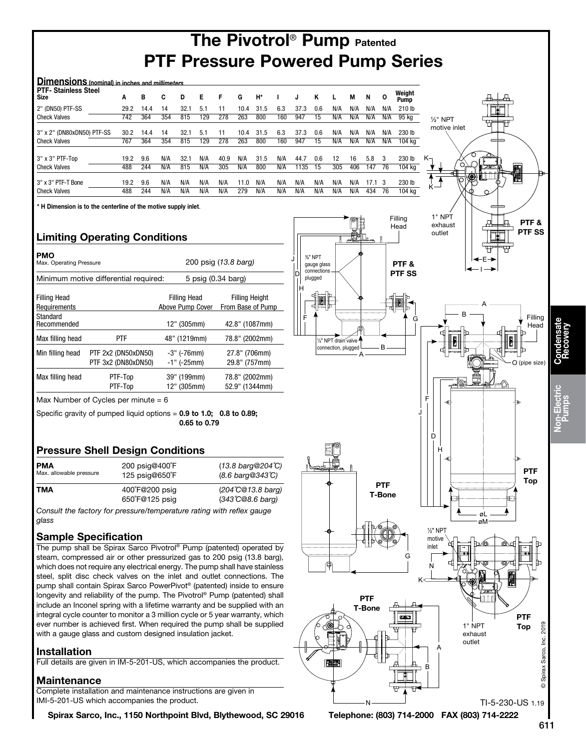# The Pivotrol® Pump Patented
# PTF Pressure Powered Pump Series

## Dimensions (nominal) in inches and *millimeters*

| PTF- Stainless Steel Size | A | B | C | D | E | F | G | H* | I | J | K | L | M | N | O | Weight Pump |
|---|---|---|---|---|---|---|---|---|---|---|---|---|---|---|---|---|
| 2" (DN50) PTF-SS | 29.2 | 14.4 | 14 | 32.1 | 5.1 | 11 | 10.4 | 31.5 | 6.3 | 37.3 | 0.6 | N/A | N/A | N/A | N/A | 210 lb |
| Check Valves | *742* | *364* | *354* | *815* | *129* | *278* | *263* | *800* | *160* | *947* | *15* | N/A | N/A | N/A | N/A | *95 kg* |
| 3" x 2" (DN80xDN50) PTF-SS | 30.2 | 14.4 | 14 | 32.1 | 5.1 | 11 | 10.4 | 31.5 | 6.3 | 37.3 | 0.6 | N/A | N/A | N/A | N/A | 230 lb |
| Check Valves | *767* | *364* | *354* | *815* | *129* | *278* | *263* | *800* | *160* | *947* | *15* | N/A | N/A | N/A | N/A | *104 kg* |
| 3" x 3" PTF-Top | 19.2 | 9.6 | N/A | 32.1 | N/A | 40.9 | N/A | 31.5 | N/A | 44.7 | 0.6 | 12 | 16 | 5.8 | 3 | 230 lb |
| Check Valves | *488* | *244* | N/A | *815* | N/A | *305* | N/A | *800* | N/A | *1135* | *15* | *305* | *406* | *147* | *76* | *104 kg* |
| 3" x 3" PTF-T Bone | 19.2 | 9.6 | N/A | N/A | N/A | N/A | 11.0 | N/A | N/A | N/A | N/A | N/A | N/A | 17.1 | 3 | 230 lb |
| Check Valves | *488* | *244* | N/A | N/A | N/A | N/A | *279* | N/A | N/A | N/A | N/A | N/A | N/A | *434* | *76* | *104 kg* |

**\* H Dimension is to the centerline of the motive supply inlet**.

## Limiting Operating Conditions

| | | |
|---|---|---|
| **PMO** Max. Operating Pressure | 200 psig (*13.8 barg*) | |
| Minimum motive differential required: | 5 psig (0.34 barg) | |

| Filling Head Requirements | | Filling Head Above Pump Cover | Filling Height From Base of Pump |
|---|---|---|---|
| Standard Recommended | | 12" (305mm) | 42.8" (1087mm) |
| Max filling head | PTF | 48" (1219mm) | 78.8" (2002mm) |
| Min filling head | PTF 2x2 (DN50xDN50) | -3" (-76mm) | 27.8" (706mm) |
| | PTF 3x2 (DN80xDN50) | -1" (-25mm) | 29.8" (757mm) |
| Max filling head | PTF-Top | 39" (199mm) | 78.8" (2002mm) |
| | PTF-Top | 12" (305mm) | 52.9" (1344mm) |

Max Number of Cycles per minute = 6

Specific gravity of pumped liquid options = **0.9 to 1.0; 0.8 to 0.89; 0.65 to 0.79**

## Pressure Shell Design Conditions

| | | |
|---|---|---|
| **PMA** Max. allowable pressure | 200 psig@400˚F | (*13.8 barg@204˚C)* |
| | 125 psig@650˚F | (*8.6 barg@343˚C)* |
| **TMA** | 400˚F@200 psig | (*204˚C@13.8 barg)* |
| | 650˚F@125 psig | (*343˚C@8.6 barg)* |

*Consult the factory for pressure/temperature rating with reflex gauge glass*

## Sample Specification

The pump shall be Spirax Sarco Pivotrol® Pump (patented) operated by steam, compressed air or other pressurized gas to 200 psig (13.8 barg), which does not require any electrical energy. The pump shall have stainless steel, split disc check valves on the inlet and outlet connections. The pump shall contain Spirax Sarco PowerPivot® (patented) inside to ensure longevity and reliability of the pump. The Pivotrol® Pump (patented) shall include an Inconel spring with a lifetime warranty and be supplied with an integral cycle counter to monitor a 3 million cycle or 5 year warranty, which ever number is achieved first. When required the pump shall be supplied with a gauge glass and custom designed insulation jacket.

## Installation

Full details are given in IM-5-201-US, which accompanies the product.

## Maintenance

Complete installation and maintenance instructions are given in IMI-5-201-US which accompanies the product.

½" NPT motive inlet
K
1" NPT exhaust outlet
PTF & PTF SS
E
I
Filling Head
J
⅜" NPT gauge glass connections plugged
D
H
F
G
½" NPT drain valve connection, plugged
B
A
Filling Head
O (pipe size)
PTF T-Bone
PTF Top
øL
øM
½" NPT motive inlet
N
1" NPT exhaust outlet

Condensate Recovery

Non-Electric Pumps

© Spirax Sarco, Inc. 2019

TI-5-230-US 1.19

Spirax Sarco, Inc., 1150 Northpoint Blvd, Blythewood, SC 29016 Telephone: (803) 714-2000 FAX (803) 714-2222